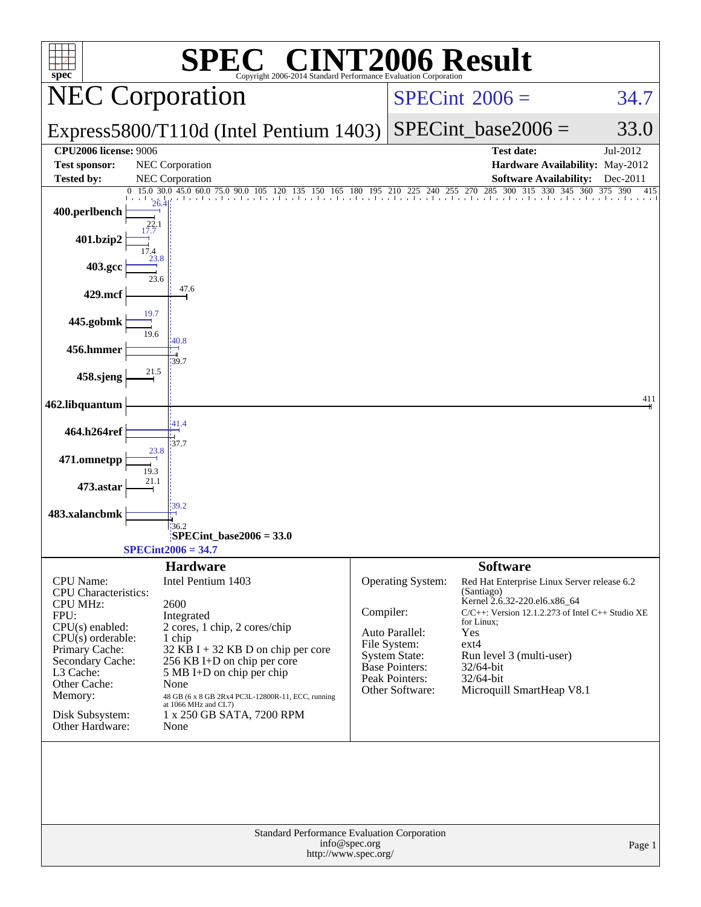# SPEC CINT2006 Result

Copyright 2006-2014 Standard Performance Evaluation Corporation

## NEC Corporation

## Express5800/T110d (Intel Pentium 1403)

SPECint 2006 = 34.7

SPECint_base2006 = 33.0

| | | | |
|---|---|---|---|
| **CPU2006 license:** 9006 | | **Test date:** | Jul-2012 |
| **Test sponsor:** | NEC Corporation | **Hardware Availability:** | May-2012 |
| **Tested by:** | NEC Corporation | **Software Availability:** | Dec-2011 |

| Benchmark | Peak | Base |
|---|---|---|
| 400.perlbench | 26.4 | 22.1 |
| 401.bzip2 | 17.7 | 17.4 |
| 403.gcc | 23.8 | 23.6 |
| 429.mcf | | 47.6 |
| 445.gobmk | 19.7 | 19.6 |
| 456.hmmer | 40.8 | 39.7 |
| 458.sjeng | | 21.5 |
| 462.libquantum | | 411 |
| 464.h264ref | 41.4 | 37.7 |
| 471.omnetpp | 23.8 | 19.3 |
| 473.astar | | 21.1 |
| 483.xalancbmk | 39.2 | 36.2 |

SPECint_base2006 = 33.0

SPECint2006 = 34.7

### Hardware

| | |
|---|---|
| CPU Name: | Intel Pentium 1403 |
| CPU Characteristics: | |
| CPU MHz: | 2600 |
| FPU: | Integrated |
| CPU(s) enabled: | 2 cores, 1 chip, 2 cores/chip |
| CPU(s) orderable: | 1 chip |
| Primary Cache: | 32 KB I + 32 KB D on chip per core |
| Secondary Cache: | 256 KB I+D on chip per core |
| L3 Cache: | 5 MB I+D on chip per chip |
| Other Cache: | None |
| Memory: | 48 GB (6 x 8 GB 2Rx4 PC3L-12800R-11, ECC, running at 1066 MHz and CL7) |
| Disk Subsystem: | 1 x 250 GB SATA, 7200 RPM |
| Other Hardware: | None |

### Software

| | |
|---|---|
| Operating System: | Red Hat Enterprise Linux Server release 6.2 (Santiago) Kernel 2.6.32-220.el6.x86_64 |
| Compiler: | C/C++: Version 12.1.2.273 of Intel C++ Studio XE for Linux; |
| Auto Parallel: | Yes |
| File System: | ext4 |
| System State: | Run level 3 (multi-user) |
| Base Pointers: | 32/64-bit |
| Peak Pointers: | 32/64-bit |
| Other Software: | Microquill SmartHeap V8.1 |

Standard Performance Evaluation Corporation
info@spec.org
http://www.spec.org/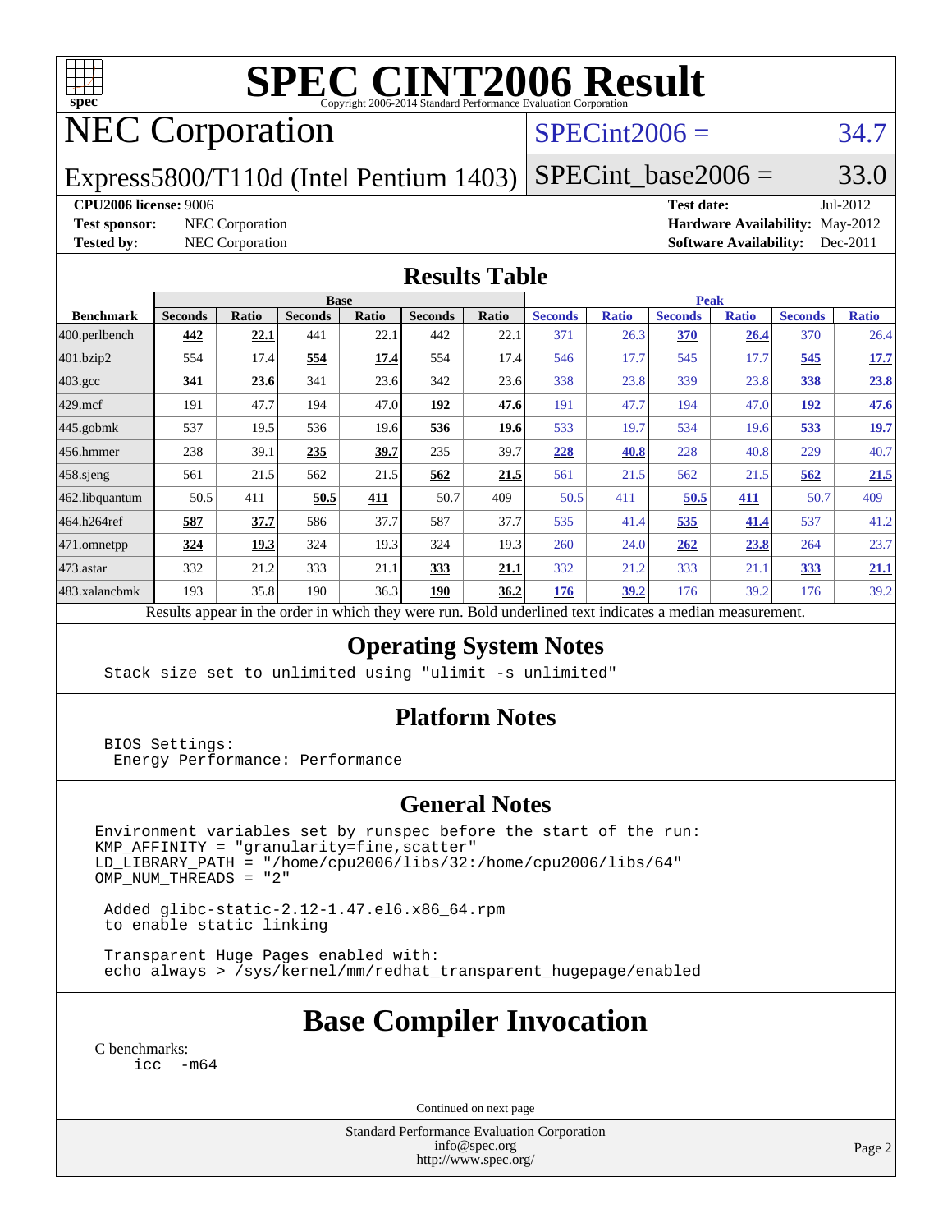# SPEC CINT2006 Result

Copyright 2006-2014 Standard Performance Evaluation Corporation

## NEC Corporation

**SPECint2006 = 34.7**

Express5800/T110d (Intel Pentium 1403)

**SPECint_base2006 = 33.0**

**CPU2006 license:** 9006
**Test sponsor:** NEC Corporation
**Tested by:** NEC Corporation

**Test date:** Jul-2012
**Hardware Availability:** May-2012
**Software Availability:** Dec-2011

## Results Table

| Benchmark | Base | | | | | | Peak | | | | | |
|---|---|---|---|---|---|---|---|---|---|---|---|---|
| | Seconds | Ratio | Seconds | Ratio | Seconds | Ratio | Seconds | Ratio | Seconds | Ratio | Seconds | Ratio |
| 400.perlbench | **442** | **22.1** | 441 | 22.1 | 442 | 22.1 | 371 | 26.3 | **370** | **26.4** | 370 | 26.4 |
| 401.bzip2 | 554 | 17.4 | **554** | **17.4** | 554 | 17.4 | 546 | 17.7 | 545 | 17.7 | **545** | **17.7** |
| 403.gcc | **341** | **23.6** | 341 | 23.6 | 342 | 23.6 | 338 | 23.8 | 339 | 23.8 | **338** | **23.8** |
| 429.mcf | 191 | 47.7 | 194 | 47.0 | **192** | **47.6** | 191 | 47.7 | 194 | 47.0 | **192** | **47.6** |
| 445.gobmk | 537 | 19.5 | 536 | 19.6 | **536** | **19.6** | 533 | 19.7 | 534 | 19.6 | **533** | **19.7** |
| 456.hmmer | 238 | 39.1 | **235** | **39.7** | 235 | 39.7 | **228** | **40.8** | 228 | 40.8 | 229 | 40.7 |
| 458.sjeng | 561 | 21.5 | 562 | 21.5 | **562** | **21.5** | 561 | 21.5 | 562 | 21.5 | **562** | **21.5** |
| 462.libquantum | 50.5 | 411 | **50.5** | **411** | 50.7 | 409 | 50.5 | 411 | **50.5** | **411** | 50.7 | 409 |
| 464.h264ref | **587** | **37.7** | 586 | 37.7 | 587 | 37.7 | 535 | 41.4 | **535** | **41.4** | 537 | 41.2 |
| 471.omnetpp | **324** | **19.3** | 324 | 19.3 | 324 | 19.3 | 260 | 24.0 | **262** | **23.8** | 264 | 23.7 |
| 473.astar | 332 | 21.2 | 333 | 21.1 | **333** | **21.1** | 332 | 21.2 | 333 | 21.1 | **333** | **21.1** |
| 483.xalancbmk | 193 | 35.8 | 190 | 36.3 | **190** | **36.2** | **176** | **39.2** | 176 | 39.2 | 176 | 39.2 |

Results appear in the order in which they were run. Bold underlined text indicates a median measurement.

## Operating System Notes

```
Stack size set to unlimited using "ulimit -s unlimited"
```

## Platform Notes

```
BIOS Settings:
 Energy Performance: Performance
```

## General Notes

```
Environment variables set by runspec before the start of the run:
KMP_AFFINITY = "granularity=fine,scatter"
LD_LIBRARY_PATH = "/home/cpu2006/libs/32:/home/cpu2006/libs/64"
OMP_NUM_THREADS = "2"

 Added glibc-static-2.12-1.47.el6.x86_64.rpm
 to enable static linking

 Transparent Huge Pages enabled with:
 echo always > /sys/kernel/mm/redhat_transparent_hugepage/enabled
```

## Base Compiler Invocation

C benchmarks:

```
icc  -m64
```

Continued on next page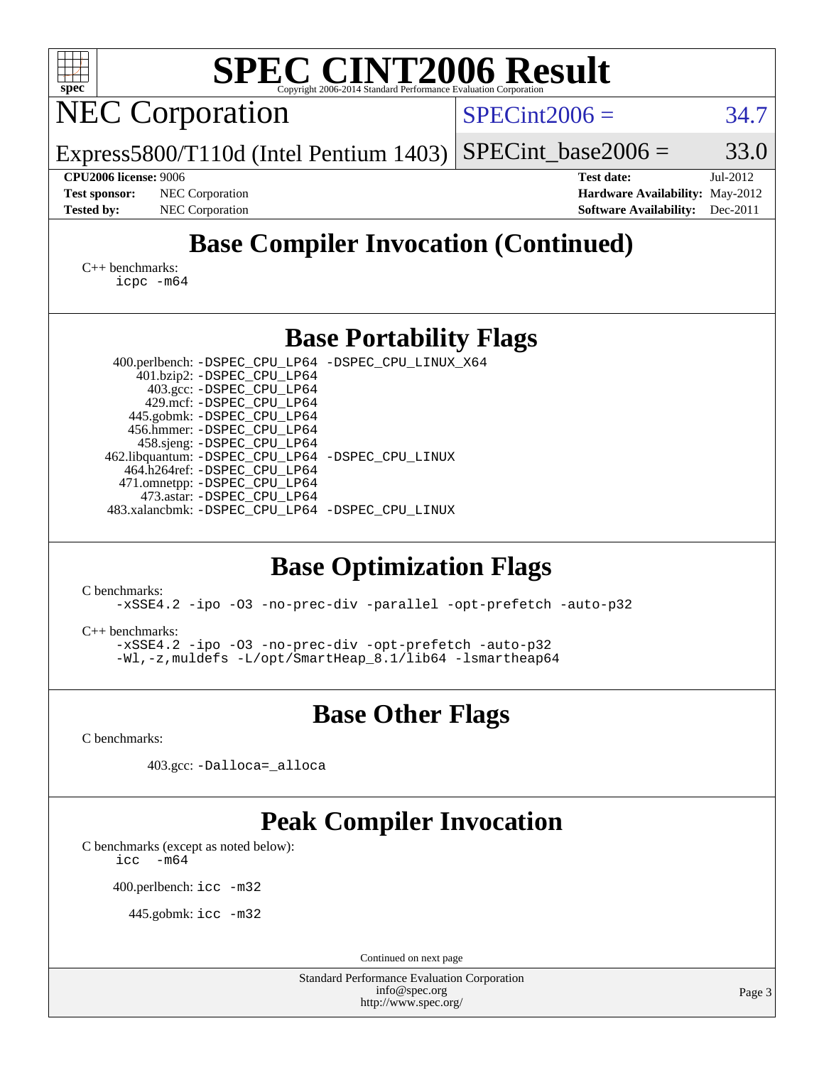# SPEC CINT2006 Result

## NEC Corporation

Express5800/T110d (Intel Pentium 1403)

SPECint2006 = 34.7

SPECint_base2006 = 33.0

**CPU2006 license:** 9006
**Test sponsor:** NEC Corporation
**Tested by:** NEC Corporation

**Test date:** Jul-2012
**Hardware Availability:** May-2012
**Software Availability:** Dec-2011

## Base Compiler Invocation (Continued)

C++ benchmarks:
```
icpc -m64
```

## Base Portability Flags

| Benchmark | Flags |
|---|---|
| 400.perlbench: | -DSPEC_CPU_LP64 -DSPEC_CPU_LINUX_X64 |
| 401.bzip2: | -DSPEC_CPU_LP64 |
| 403.gcc: | -DSPEC_CPU_LP64 |
| 429.mcf: | -DSPEC_CPU_LP64 |
| 445.gobmk: | -DSPEC_CPU_LP64 |
| 456.hmmer: | -DSPEC_CPU_LP64 |
| 458.sjeng: | -DSPEC_CPU_LP64 |
| 462.libquantum: | -DSPEC_CPU_LP64 -DSPEC_CPU_LINUX |
| 464.h264ref: | -DSPEC_CPU_LP64 |
| 471.omnetpp: | -DSPEC_CPU_LP64 |
| 473.astar: | -DSPEC_CPU_LP64 |
| 483.xalancbmk: | -DSPEC_CPU_LP64 -DSPEC_CPU_LINUX |

## Base Optimization Flags

C benchmarks:
```
-xSSE4.2 -ipo -O3 -no-prec-div -parallel -opt-prefetch -auto-p32
```

C++ benchmarks:
```
-xSSE4.2 -ipo -O3 -no-prec-div -opt-prefetch -auto-p32
-Wl,-z,muldefs -L/opt/SmartHeap_8.1/lib64 -lsmartheap64
```

## Base Other Flags

C benchmarks:

403.gcc: `-Dalloca=_alloca`

## Peak Compiler Invocation

C benchmarks (except as noted below):
```
icc  -m64
```

400.perlbench: `icc -m32`

445.gobmk: `icc -m32`

Continued on next page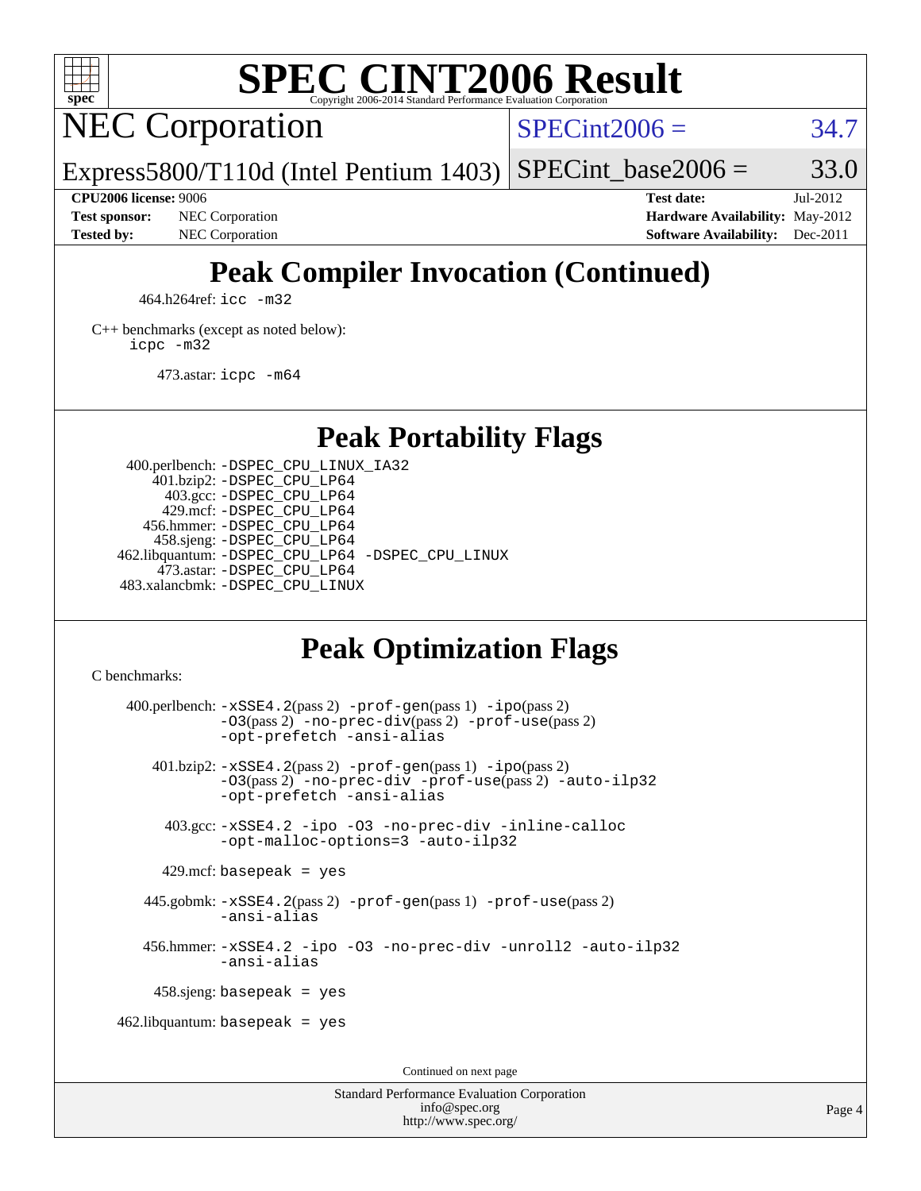# Peak Compiler Invocation (Continued)

464.h264ref: `icc -m32`

C++ benchmarks (except as noted below):
`icpc -m32`

473.astar: `icpc -m64`

# Peak Portability Flags

400.perlbench: `-DSPEC_CPU_LINUX_IA32`
401.bzip2: `-DSPEC_CPU_LP64`
403.gcc: `-DSPEC_CPU_LP64`
429.mcf: `-DSPEC_CPU_LP64`
456.hmmer: `-DSPEC_CPU_LP64`
458.sjeng: `-DSPEC_CPU_LP64`
462.libquantum: `-DSPEC_CPU_LP64 -DSPEC_CPU_LINUX`
473.astar: `-DSPEC_CPU_LP64`
483.xalancbmk: `-DSPEC_CPU_LINUX`

# Peak Optimization Flags

C benchmarks:

400.perlbench: `-xSSE4.2`(pass 2) `-prof-gen`(pass 1) `-ipo`(pass 2) `-O3`(pass 2) `-no-prec-div`(pass 2) `-prof-use`(pass 2) `-opt-prefetch -ansi-alias`

401.bzip2: `-xSSE4.2`(pass 2) `-prof-gen`(pass 1) `-ipo`(pass 2) `-O3`(pass 2) `-no-prec-div -prof-use`(pass 2) `-auto-ilp32 -opt-prefetch -ansi-alias`

403.gcc: `-xSSE4.2 -ipo -O3 -no-prec-div -inline-calloc -opt-malloc-options=3 -auto-ilp32`

429.mcf: `basepeak = yes`

445.gobmk: `-xSSE4.2`(pass 2) `-prof-gen`(pass 1) `-prof-use`(pass 2) `-ansi-alias`

456.hmmer: `-xSSE4.2 -ipo -O3 -no-prec-div -unroll2 -auto-ilp32 -ansi-alias`

458.sjeng: `basepeak = yes`

462.libquantum: `basepeak = yes`

Continued on next page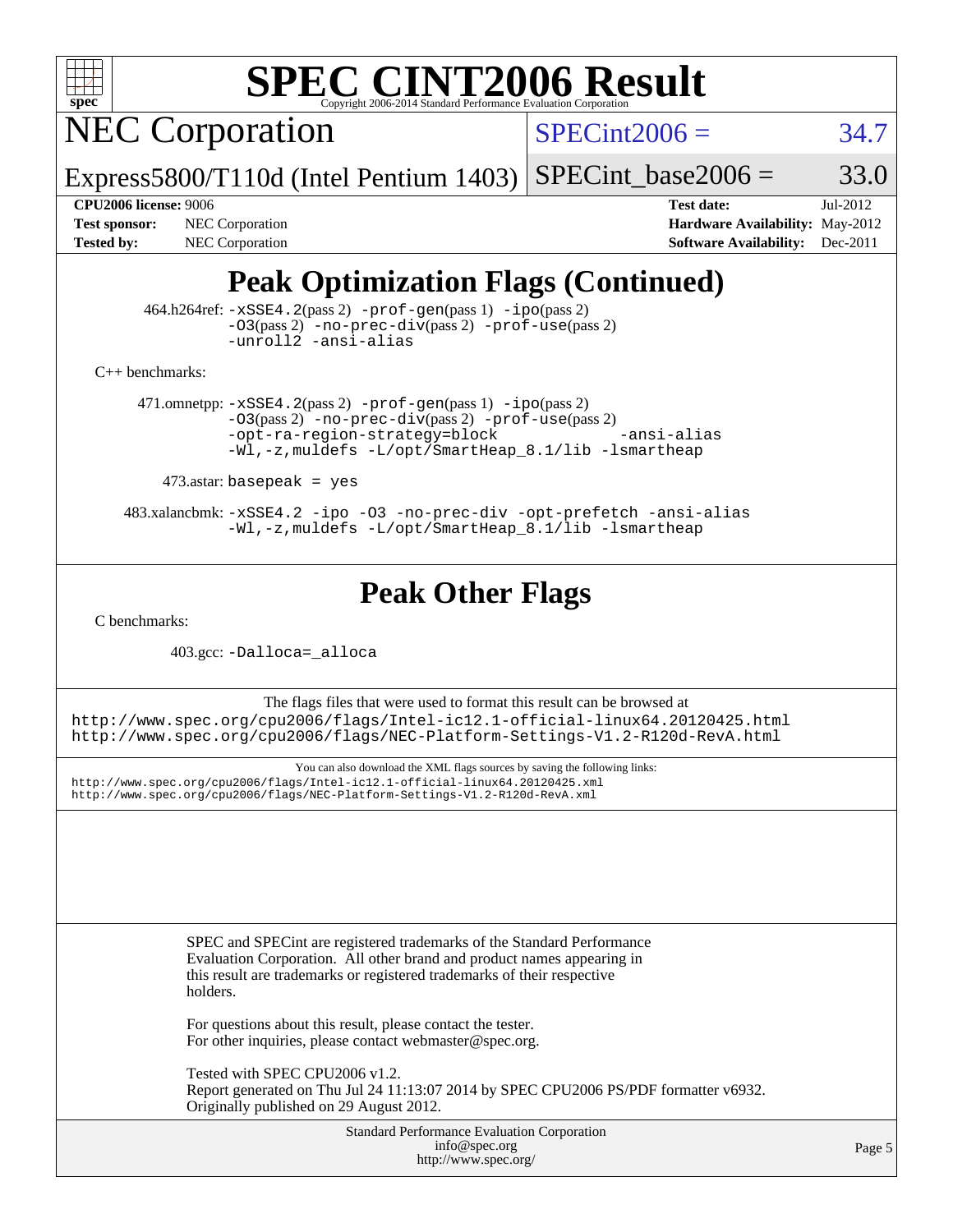# SPEC CINT2006 Result

Copyright 2006-2014 Standard Performance Evaluation Corporation

## NEC Corporation

Express5800/T110d (Intel Pentium 1403)

SPECint2006 = 34.7

SPECint_base2006 = 33.0

**CPU2006 license:** 9006
**Test sponsor:** NEC Corporation
**Tested by:** NEC Corporation

**Test date:** Jul-2012
**Hardware Availability:** May-2012
**Software Availability:** Dec-2011

## Peak Optimization Flags (Continued)

464.h264ref: -xSSE4.2(pass 2) -prof-gen(pass 1) -ipo(pass 2) -O3(pass 2) -no-prec-div(pass 2) -prof-use(pass 2) -unroll2 -ansi-alias

C++ benchmarks:

471.omnetpp: -xSSE4.2(pass 2) -prof-gen(pass 1) -ipo(pass 2) -O3(pass 2) -no-prec-div(pass 2) -prof-use(pass 2) -opt-ra-region-strategy=block -ansi-alias -Wl,-z,muldefs -L/opt/SmartHeap_8.1/lib -lsmartheap

473.astar: basepeak = yes

483.xalancbmk: -xSSE4.2 -ipo -O3 -no-prec-div -opt-prefetch -ansi-alias -Wl,-z,muldefs -L/opt/SmartHeap_8.1/lib -lsmartheap

## Peak Other Flags

C benchmarks:

403.gcc: -Dalloca=_alloca

The flags files that were used to format this result can be browsed at
http://www.spec.org/cpu2006/flags/Intel-ic12.1-official-linux64.20120425.html
http://www.spec.org/cpu2006/flags/NEC-Platform-Settings-V1.2-R120d-RevA.html

You can also download the XML flags sources by saving the following links:
http://www.spec.org/cpu2006/flags/Intel-ic12.1-official-linux64.20120425.xml
http://www.spec.org/cpu2006/flags/NEC-Platform-Settings-V1.2-R120d-RevA.xml

SPEC and SPECint are registered trademarks of the Standard Performance Evaluation Corporation. All other brand and product names appearing in this result are trademarks or registered trademarks of their respective holders.

For questions about this result, please contact the tester.
For other inquiries, please contact webmaster@spec.org.

Tested with SPEC CPU2006 v1.2.
Report generated on Thu Jul 24 11:13:07 2014 by SPEC CPU2006 PS/PDF formatter v6932.
Originally published on 29 August 2012.

Standard Performance Evaluation Corporation
info@spec.org
http://www.spec.org/